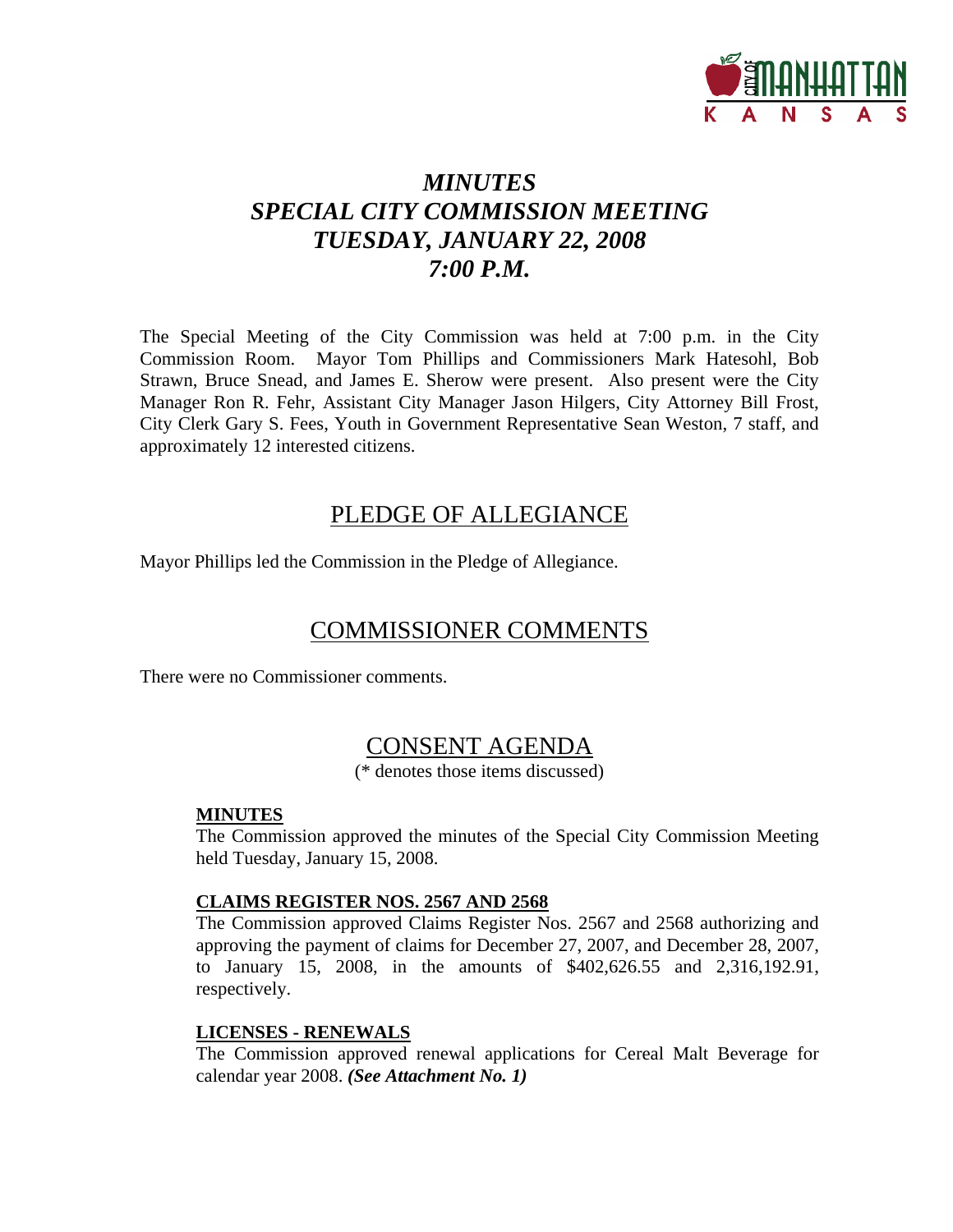# *MINUTES*
# *SPECIAL CITY COMMISSION MEETING*
# *TUESDAY, JANUARY 22, 2008*
# *7:00 P.M.*

The Special Meeting of the City Commission was held at 7:00 p.m. in the City Commission Room. Mayor Tom Phillips and Commissioners Mark Hatesohl, Bob Strawn, Bruce Snead, and James E. Sherow were present. Also present were the City Manager Ron R. Fehr, Assistant City Manager Jason Hilgers, City Attorney Bill Frost, City Clerk Gary S. Fees, Youth in Government Representative Sean Weston, 7 staff, and approximately 12 interested citizens.

## PLEDGE OF ALLEGIANCE

Mayor Phillips led the Commission in the Pledge of Allegiance.

## COMMISSIONER COMMENTS

There were no Commissioner comments.

## CONSENT AGENDA

(* denotes those items discussed)

### MINUTES

The Commission approved the minutes of the Special City Commission Meeting held Tuesday, January 15, 2008.

### CLAIMS REGISTER NOS. 2567 AND 2568

The Commission approved Claims Register Nos. 2567 and 2568 authorizing and approving the payment of claims for December 27, 2007, and December 28, 2007, to January 15, 2008, in the amounts of $402,626.55 and 2,316,192.91, respectively.

### LICENSES - RENEWALS

The Commission approved renewal applications for Cereal Malt Beverage for calendar year 2008. ***(See Attachment No. 1)***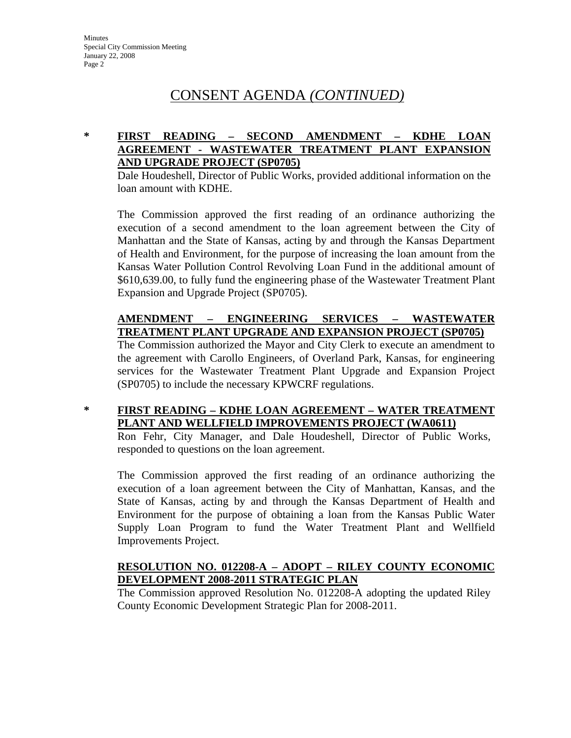# CONSENT AGENDA *(CONTINUED)*

\* **FIRST READING – SECOND AMENDMENT – KDHE LOAN AGREEMENT - WASTEWATER TREATMENT PLANT EXPANSION AND UPGRADE PROJECT (SP0705)**

Dale Houdeshell, Director of Public Works, provided additional information on the loan amount with KDHE.

The Commission approved the first reading of an ordinance authorizing the execution of a second amendment to the loan agreement between the City of Manhattan and the State of Kansas, acting by and through the Kansas Department of Health and Environment, for the purpose of increasing the loan amount from the Kansas Water Pollution Control Revolving Loan Fund in the additional amount of $610,639.00, to fully fund the engineering phase of the Wastewater Treatment Plant Expansion and Upgrade Project (SP0705).

**AMENDMENT – ENGINEERING SERVICES – WASTEWATER TREATMENT PLANT UPGRADE AND EXPANSION PROJECT (SP0705)**

The Commission authorized the Mayor and City Clerk to execute an amendment to the agreement with Carollo Engineers, of Overland Park, Kansas, for engineering services for the Wastewater Treatment Plant Upgrade and Expansion Project (SP0705) to include the necessary KPWCRF regulations.

\* **FIRST READING – KDHE LOAN AGREEMENT – WATER TREATMENT PLANT AND WELLFIELD IMPROVEMENTS PROJECT (WA0611)**

Ron Fehr, City Manager, and Dale Houdeshell, Director of Public Works, responded to questions on the loan agreement.

The Commission approved the first reading of an ordinance authorizing the execution of a loan agreement between the City of Manhattan, Kansas, and the State of Kansas, acting by and through the Kansas Department of Health and Environment for the purpose of obtaining a loan from the Kansas Public Water Supply Loan Program to fund the Water Treatment Plant and Wellfield Improvements Project.

**RESOLUTION NO. 012208-A – ADOPT – RILEY COUNTY ECONOMIC DEVELOPMENT 2008-2011 STRATEGIC PLAN**

The Commission approved Resolution No. 012208-A adopting the updated Riley County Economic Development Strategic Plan for 2008-2011.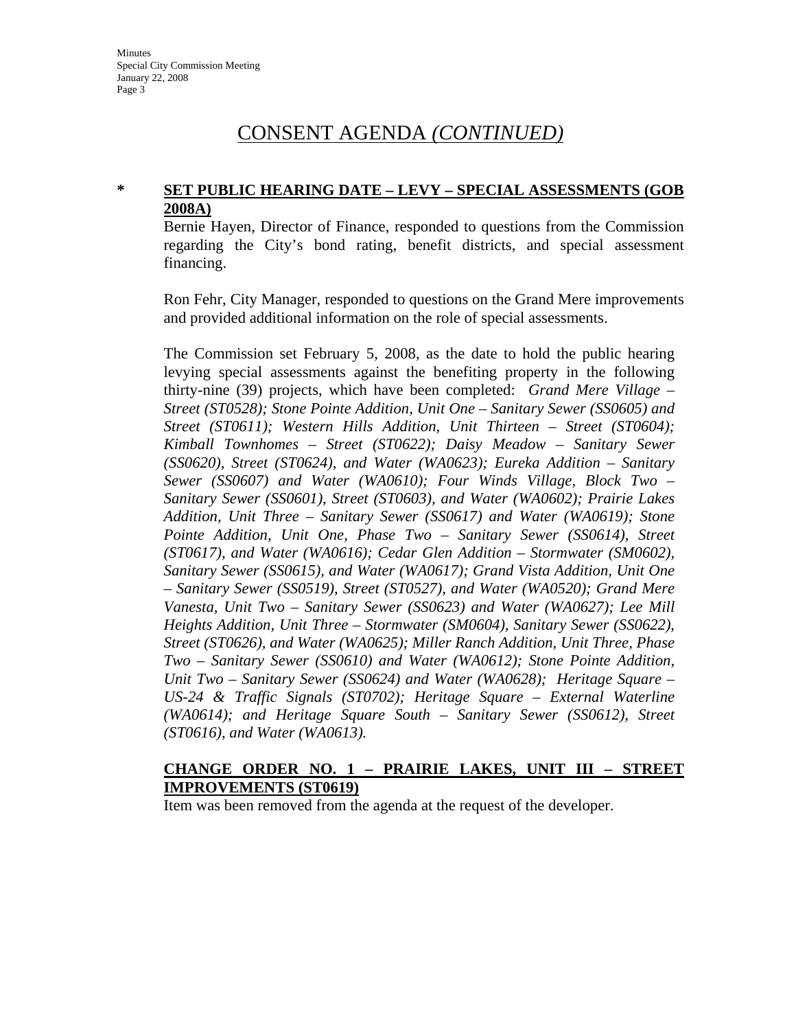# CONSENT AGENDA *(CONTINUED)*

**\* SET PUBLIC HEARING DATE – LEVY – SPECIAL ASSESSMENTS (GOB 2008A)**

Bernie Hayen, Director of Finance, responded to questions from the Commission regarding the City's bond rating, benefit districts, and special assessment financing.

Ron Fehr, City Manager, responded to questions on the Grand Mere improvements and provided additional information on the role of special assessments.

The Commission set February 5, 2008, as the date to hold the public hearing levying special assessments against the benefiting property in the following thirty-nine (39) projects, which have been completed: *Grand Mere Village – Street (ST0528); Stone Pointe Addition, Unit One – Sanitary Sewer (SS0605) and Street (ST0611); Western Hills Addition, Unit Thirteen – Street (ST0604); Kimball Townhomes – Street (ST0622); Daisy Meadow – Sanitary Sewer (SS0620), Street (ST0624), and Water (WA0623); Eureka Addition – Sanitary Sewer (SS0607) and Water (WA0610); Four Winds Village, Block Two – Sanitary Sewer (SS0601), Street (ST0603), and Water (WA0602); Prairie Lakes Addition, Unit Three – Sanitary Sewer (SS0617) and Water (WA0619); Stone Pointe Addition, Unit One, Phase Two – Sanitary Sewer (SS0614), Street (ST0617), and Water (WA0616); Cedar Glen Addition – Stormwater (SM0602), Sanitary Sewer (SS0615), and Water (WA0617); Grand Vista Addition, Unit One – Sanitary Sewer (SS0519), Street (ST0527), and Water (WA0520); Grand Mere Vanesta, Unit Two – Sanitary Sewer (SS0623) and Water (WA0627); Lee Mill Heights Addition, Unit Three – Stormwater (SM0604), Sanitary Sewer (SS0622), Street (ST0626), and Water (WA0625); Miller Ranch Addition, Unit Three, Phase Two – Sanitary Sewer (SS0610) and Water (WA0612); Stone Pointe Addition, Unit Two – Sanitary Sewer (SS0624) and Water (WA0628); Heritage Square – US-24 & Traffic Signals (ST0702); Heritage Square – External Waterline (WA0614); and Heritage Square South – Sanitary Sewer (SS0612), Street (ST0616), and Water (WA0613).*

**CHANGE ORDER NO. 1 – PRAIRIE LAKES, UNIT III – STREET IMPROVEMENTS (ST0619)**

Item was been removed from the agenda at the request of the developer.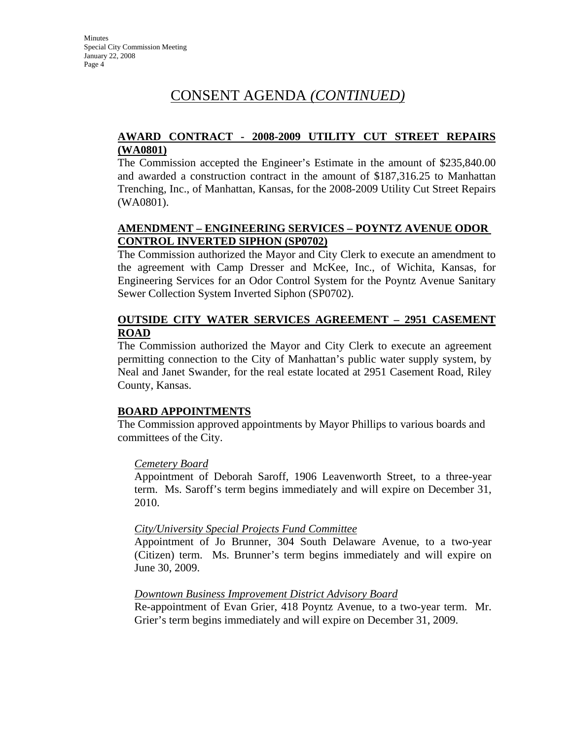# CONSENT AGENDA *(CONTINUED)*

**AWARD CONTRACT - 2008-2009 UTILITY CUT STREET REPAIRS (WA0801)**

The Commission accepted the Engineer's Estimate in the amount of $235,840.00 and awarded a construction contract in the amount of $187,316.25 to Manhattan Trenching, Inc., of Manhattan, Kansas, for the 2008-2009 Utility Cut Street Repairs (WA0801).

**AMENDMENT – ENGINEERING SERVICES – POYNTZ AVENUE ODOR CONTROL INVERTED SIPHON (SP0702)**

The Commission authorized the Mayor and City Clerk to execute an amendment to the agreement with Camp Dresser and McKee, Inc., of Wichita, Kansas, for Engineering Services for an Odor Control System for the Poyntz Avenue Sanitary Sewer Collection System Inverted Siphon (SP0702).

**OUTSIDE CITY WATER SERVICES AGREEMENT – 2951 CASEMENT ROAD**

The Commission authorized the Mayor and City Clerk to execute an agreement permitting connection to the City of Manhattan's public water supply system, by Neal and Janet Swander, for the real estate located at 2951 Casement Road, Riley County, Kansas.

**BOARD APPOINTMENTS**

The Commission approved appointments by Mayor Phillips to various boards and committees of the City.

*Cemetery Board*

Appointment of Deborah Saroff, 1906 Leavenworth Street, to a three-year term. Ms. Saroff's term begins immediately and will expire on December 31, 2010.

*City/University Special Projects Fund Committee*

Appointment of Jo Brunner, 304 South Delaware Avenue, to a two-year (Citizen) term. Ms. Brunner's term begins immediately and will expire on June 30, 2009.

*Downtown Business Improvement District Advisory Board*

Re-appointment of Evan Grier, 418 Poyntz Avenue, to a two-year term. Mr. Grier's term begins immediately and will expire on December 31, 2009.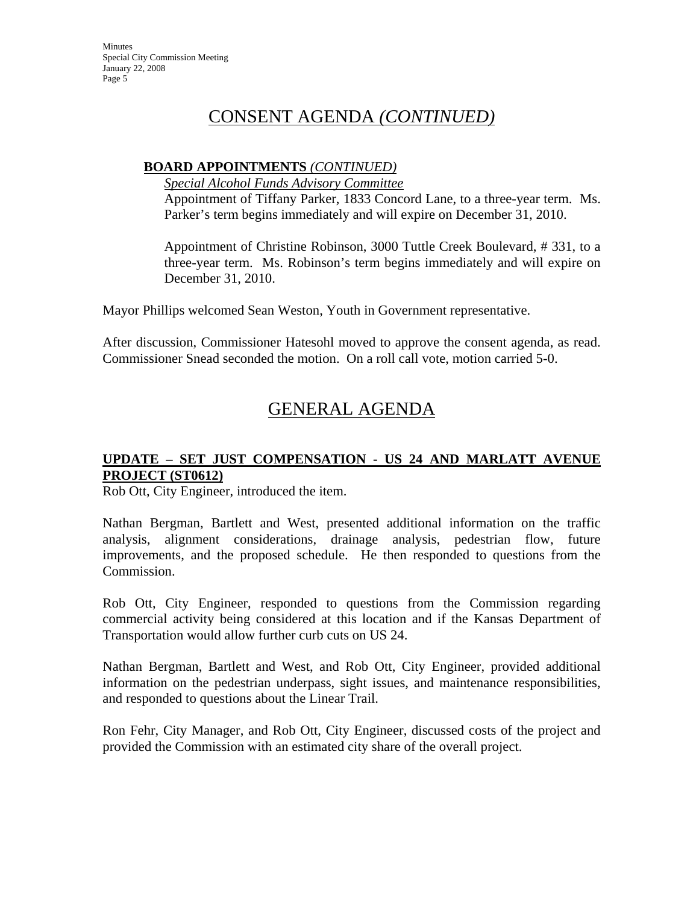# CONSENT AGENDA *(CONTINUED)*

**BOARD APPOINTMENTS** *(CONTINUED)*

*Special Alcohol Funds Advisory Committee*

Appointment of Tiffany Parker, 1833 Concord Lane, to a three-year term. Ms. Parker's term begins immediately and will expire on December 31, 2010.

Appointment of Christine Robinson, 3000 Tuttle Creek Boulevard, # 331, to a three-year term. Ms. Robinson's term begins immediately and will expire on December 31, 2010.

Mayor Phillips welcomed Sean Weston, Youth in Government representative.

After discussion, Commissioner Hatesohl moved to approve the consent agenda, as read. Commissioner Snead seconded the motion. On a roll call vote, motion carried 5-0.

# GENERAL AGENDA

**UPDATE – SET JUST COMPENSATION - US 24 AND MARLATT AVENUE PROJECT (ST0612)**

Rob Ott, City Engineer, introduced the item.

Nathan Bergman, Bartlett and West, presented additional information on the traffic analysis, alignment considerations, drainage analysis, pedestrian flow, future improvements, and the proposed schedule. He then responded to questions from the Commission.

Rob Ott, City Engineer, responded to questions from the Commission regarding commercial activity being considered at this location and if the Kansas Department of Transportation would allow further curb cuts on US 24.

Nathan Bergman, Bartlett and West, and Rob Ott, City Engineer, provided additional information on the pedestrian underpass, sight issues, and maintenance responsibilities, and responded to questions about the Linear Trail.

Ron Fehr, City Manager, and Rob Ott, City Engineer, discussed costs of the project and provided the Commission with an estimated city share of the overall project.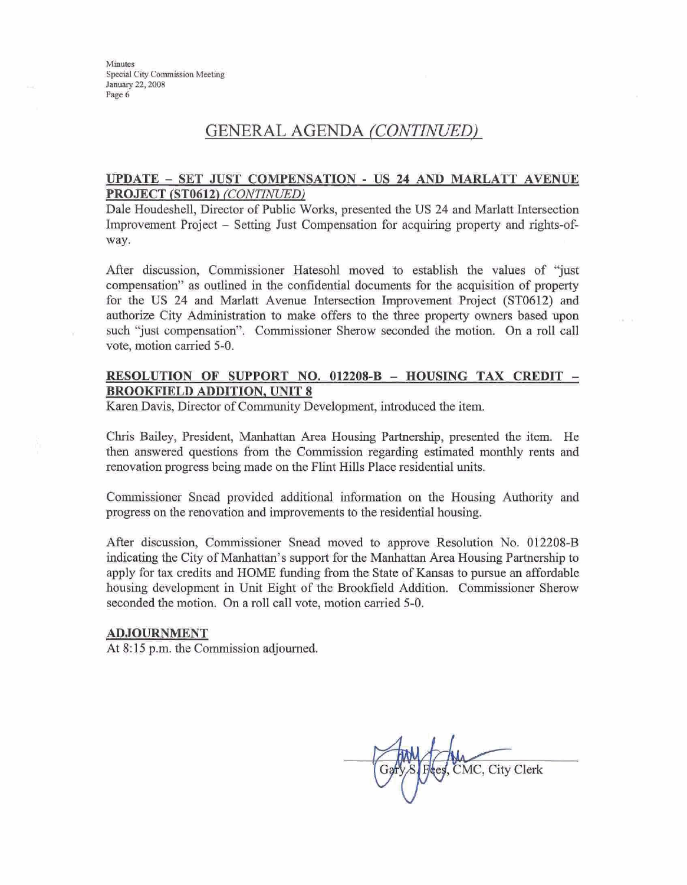# GENERAL AGENDA *(CONTINUED)*

**UPDATE – SET JUST COMPENSATION - US 24 AND MARLATT AVENUE PROJECT (ST0612)** ***(CONTINUED)***

Dale Houdeshell, Director of Public Works, presented the US 24 and Marlatt Intersection Improvement Project – Setting Just Compensation for acquiring property and rights-of-way.

After discussion, Commissioner Hatesohl moved to establish the values of "just compensation" as outlined in the confidential documents for the acquisition of property for the US 24 and Marlatt Avenue Intersection Improvement Project (ST0612) and authorize City Administration to make offers to the three property owners based upon such "just compensation". Commissioner Sherow seconded the motion. On a roll call vote, motion carried 5-0.

**RESOLUTION OF SUPPORT NO. 012208-B – HOUSING TAX CREDIT – BROOKFIELD ADDITION, UNIT 8**

Karen Davis, Director of Community Development, introduced the item.

Chris Bailey, President, Manhattan Area Housing Partnership, presented the item. He then answered questions from the Commission regarding estimated monthly rents and renovation progress being made on the Flint Hills Place residential units.

Commissioner Snead provided additional information on the Housing Authority and progress on the renovation and improvements to the residential housing.

After discussion, Commissioner Snead moved to approve Resolution No. 012208-B indicating the City of Manhattan's support for the Manhattan Area Housing Partnership to apply for tax credits and HOME funding from the State of Kansas to pursue an affordable housing development in Unit Eight of the Brookfield Addition. Commissioner Sherow seconded the motion. On a roll call vote, motion carried 5-0.

**ADJOURNMENT**

At 8:15 p.m. the Commission adjourned.

Gary S. Fees, CMC, City Clerk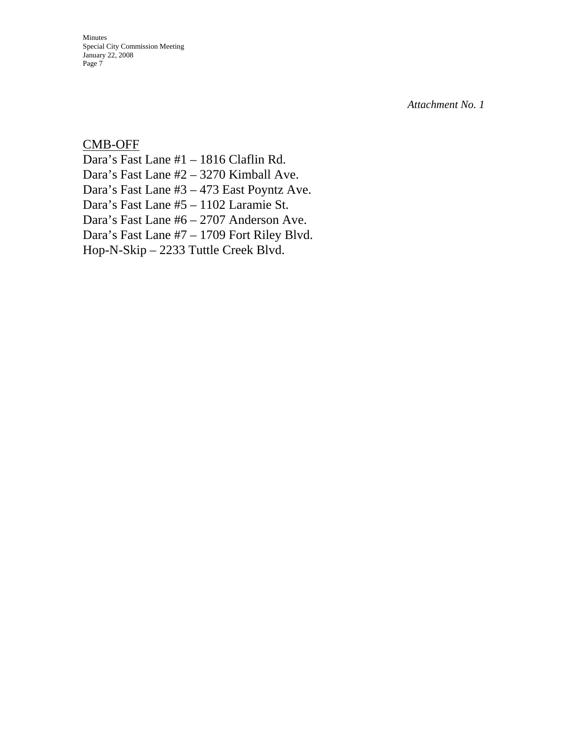*Attachment No. 1*

<u>CMB-OFF</u>

Dara's Fast Lane #1 – 1816 Claflin Rd.
Dara's Fast Lane #2 – 3270 Kimball Ave.
Dara's Fast Lane #3 – 473 East Poyntz Ave.
Dara's Fast Lane #5 – 1102 Laramie St.
Dara's Fast Lane #6 – 2707 Anderson Ave.
Dara's Fast Lane #7 – 1709 Fort Riley Blvd.
Hop-N-Skip – 2233 Tuttle Creek Blvd.